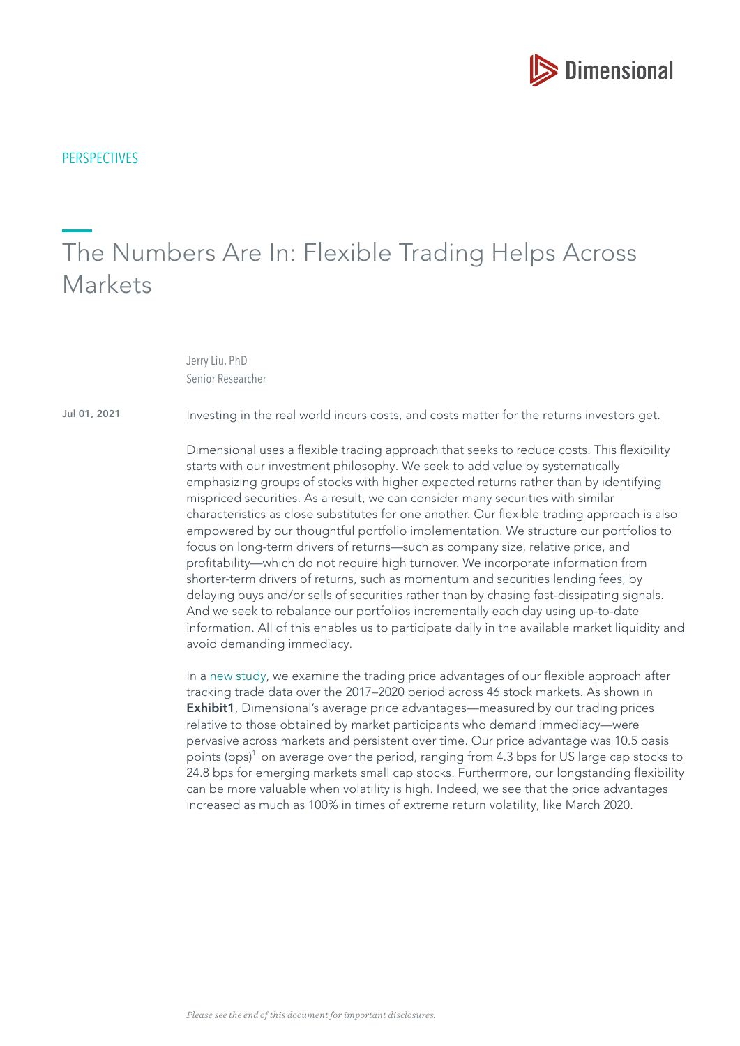PERSPECTIVES

# The Numbers Are In: Flexible Trading Helps Across Markets

Jerry Liu, PhD
Senior Researcher

Jul 01, 2021

Investing in the real world incurs costs, and costs matter for the returns investors get.

Dimensional uses a flexible trading approach that seeks to reduce costs. This flexibility starts with our investment philosophy. We seek to add value by systematically emphasizing groups of stocks with higher expected returns rather than by identifying mispriced securities. As a result, we can consider many securities with similar characteristics as close substitutes for one another. Our flexible trading approach is also empowered by our thoughtful portfolio implementation. We structure our portfolios to focus on long-term drivers of returns—such as company size, relative price, and profitability—which do not require high turnover. We incorporate information from shorter-term drivers of returns, such as momentum and securities lending fees, by delaying buys and/or sells of securities rather than by chasing fast-dissipating signals. And we seek to rebalance our portfolios incrementally each day using up-to-date information. All of this enables us to participate daily in the available market liquidity and avoid demanding immediacy.

In a new study, we examine the trading price advantages of our flexible approach after tracking trade data over the 2017–2020 period across 46 stock markets. As shown in **Exhibit1**, Dimensional's average price advantages—measured by our trading prices relative to those obtained by market participants who demand immediacy—were pervasive across markets and persistent over time. Our price advantage was 10.5 basis points (bps)[1] on average over the period, ranging from 4.3 bps for US large cap stocks to 24.8 bps for emerging markets small cap stocks. Furthermore, our longstanding flexibility can be more valuable when volatility is high. Indeed, we see that the price advantages increased as much as 100% in times of extreme return volatility, like March 2020.

*Please see the end of this document for important disclosures.*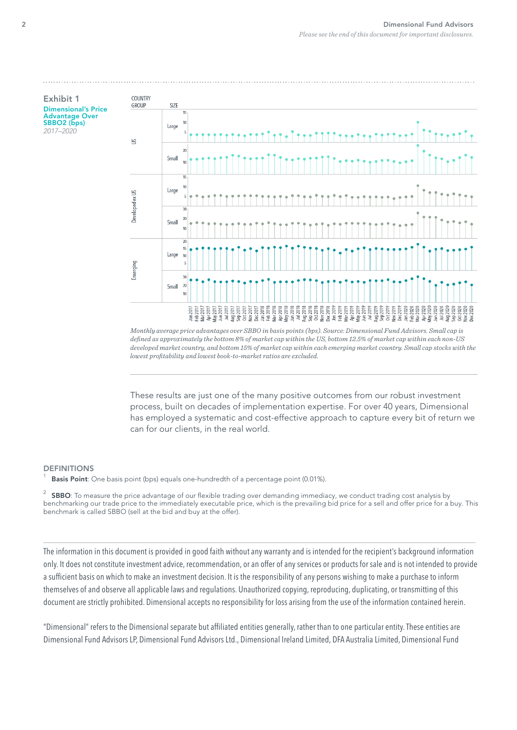**Exhibit 1**

**Dimensional's Price Advantage Over SBBO2 (bps)**

*2017–2020*

*Monthly average price advantages over SBBO in basis points (bps). Source: Dimensional Fund Advisors. Small cap is defined as approximately the bottom 8% of market cap within the US, bottom 12.5% of market cap within each non-US developed market country, and bottom 15% of market cap within each emerging market country. Small cap stocks with the lowest profitability and lowest book-to-market ratios are excluded.*

These results are just one of the many positive outcomes from our robust investment process, built on decades of implementation expertise. For over 40 years, Dimensional has employed a systematic and cost-effective approach to capture every bit of return we can for our clients, in the real world.

## DEFINITIONS

[1] **Basis Point**: One basis point (bps) equals one-hundredth of a percentage point (0.01%).

[2] **SBBO**: To measure the price advantage of our flexible trading over demanding immediacy, we conduct trading cost analysis by benchmarking our trade price to the immediately executable price, which is the prevailing bid price for a sell and offer price for a buy. This benchmark is called SBBO (sell at the bid and buy at the offer).

The information in this document is provided in good faith without any warranty and is intended for the recipient's background information only. It does not constitute investment advice, recommendation, or an offer of any services or products for sale and is not intended to provide a sufficient basis on which to make an investment decision. It is the responsibility of any persons wishing to make a purchase to inform themselves of and observe all applicable laws and regulations. Unauthorized copying, reproducing, duplicating, or transmitting of this document are strictly prohibited. Dimensional accepts no responsibility for loss arising from the use of the information contained herein.

"Dimensional" refers to the Dimensional separate but affiliated entities generally, rather than to one particular entity. These entities are Dimensional Fund Advisors LP, Dimensional Fund Advisors Ltd., Dimensional Ireland Limited, DFA Australia Limited, Dimensional Fund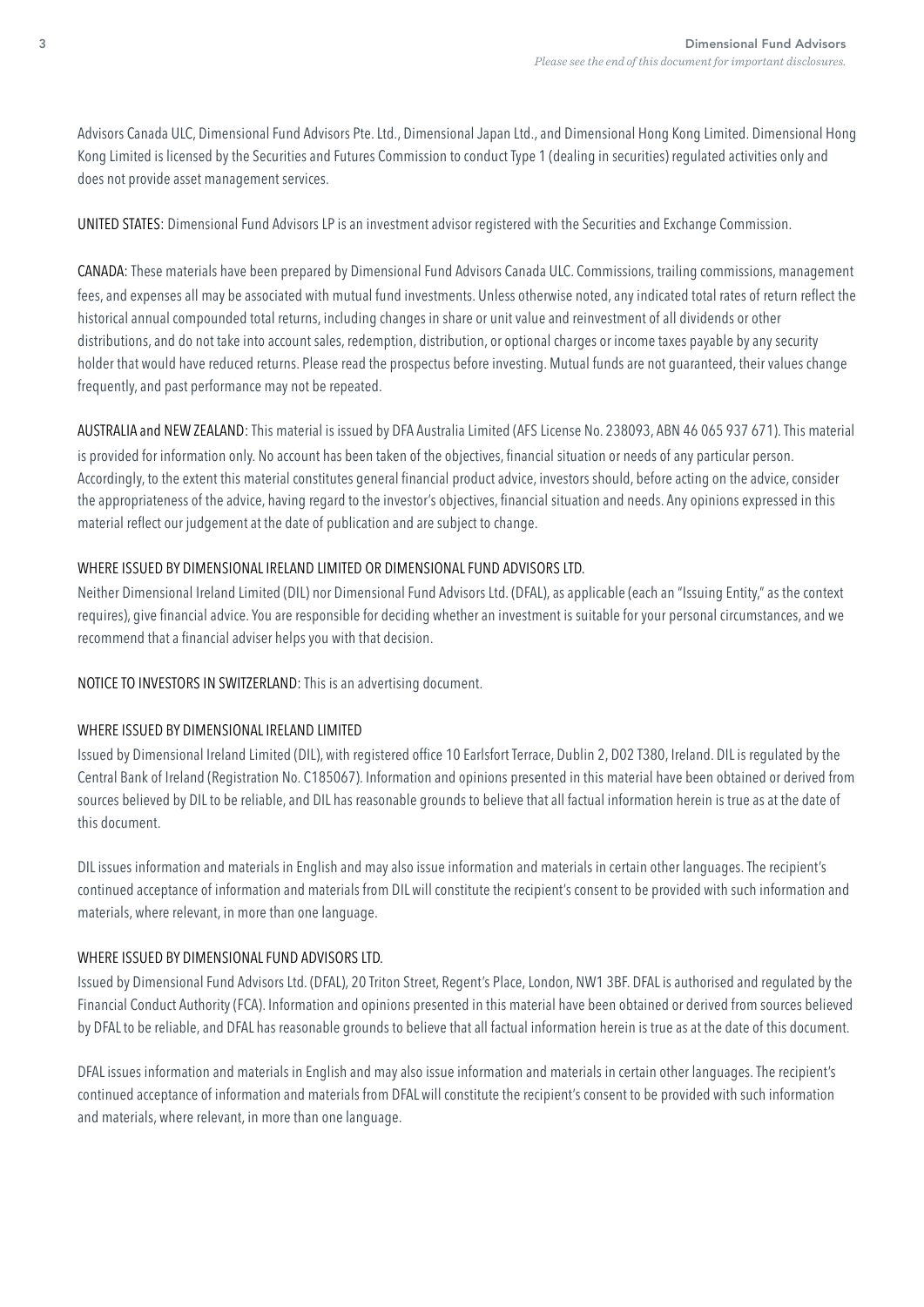Advisors Canada ULC, Dimensional Fund Advisors Pte. Ltd., Dimensional Japan Ltd., and Dimensional Hong Kong Limited. Dimensional Hong Kong Limited is licensed by the Securities and Futures Commission to conduct Type 1 (dealing in securities) regulated activities only and does not provide asset management services.

UNITED STATES: Dimensional Fund Advisors LP is an investment advisor registered with the Securities and Exchange Commission.

CANADA: These materials have been prepared by Dimensional Fund Advisors Canada ULC. Commissions, trailing commissions, management fees, and expenses all may be associated with mutual fund investments. Unless otherwise noted, any indicated total rates of return reflect the historical annual compounded total returns, including changes in share or unit value and reinvestment of all dividends or other distributions, and do not take into account sales, redemption, distribution, or optional charges or income taxes payable by any security holder that would have reduced returns. Please read the prospectus before investing. Mutual funds are not guaranteed, their values change frequently, and past performance may not be repeated.

AUSTRALIA and NEW ZEALAND: This material is issued by DFA Australia Limited (AFS License No. 238093, ABN 46 065 937 671). This material is provided for information only. No account has been taken of the objectives, financial situation or needs of any particular person. Accordingly, to the extent this material constitutes general financial product advice, investors should, before acting on the advice, consider the appropriateness of the advice, having regard to the investor's objectives, financial situation and needs. Any opinions expressed in this material reflect our judgement at the date of publication and are subject to change.

WHERE ISSUED BY DIMENSIONAL IRELAND LIMITED OR DIMENSIONAL FUND ADVISORS LTD.

Neither Dimensional Ireland Limited (DIL) nor Dimensional Fund Advisors Ltd. (DFAL), as applicable (each an "Issuing Entity," as the context requires), give financial advice. You are responsible for deciding whether an investment is suitable for your personal circumstances, and we recommend that a financial adviser helps you with that decision.

NOTICE TO INVESTORS IN SWITZERLAND: This is an advertising document.

WHERE ISSUED BY DIMENSIONAL IRELAND LIMITED

Issued by Dimensional Ireland Limited (DIL), with registered office 10 Earlsfort Terrace, Dublin 2, D02 T380, Ireland. DIL is regulated by the Central Bank of Ireland (Registration No. C185067). Information and opinions presented in this material have been obtained or derived from sources believed by DIL to be reliable, and DIL has reasonable grounds to believe that all factual information herein is true as at the date of this document.

DIL issues information and materials in English and may also issue information and materials in certain other languages. The recipient's continued acceptance of information and materials from DIL will constitute the recipient's consent to be provided with such information and materials, where relevant, in more than one language.

WHERE ISSUED BY DIMENSIONAL FUND ADVISORS LTD.

Issued by Dimensional Fund Advisors Ltd. (DFAL), 20 Triton Street, Regent's Place, London, NW1 3BF. DFAL is authorised and regulated by the Financial Conduct Authority (FCA). Information and opinions presented in this material have been obtained or derived from sources believed by DFAL to be reliable, and DFAL has reasonable grounds to believe that all factual information herein is true as at the date of this document.

DFAL issues information and materials in English and may also issue information and materials in certain other languages. The recipient's continued acceptance of information and materials from DFAL will constitute the recipient's consent to be provided with such information and materials, where relevant, in more than one language.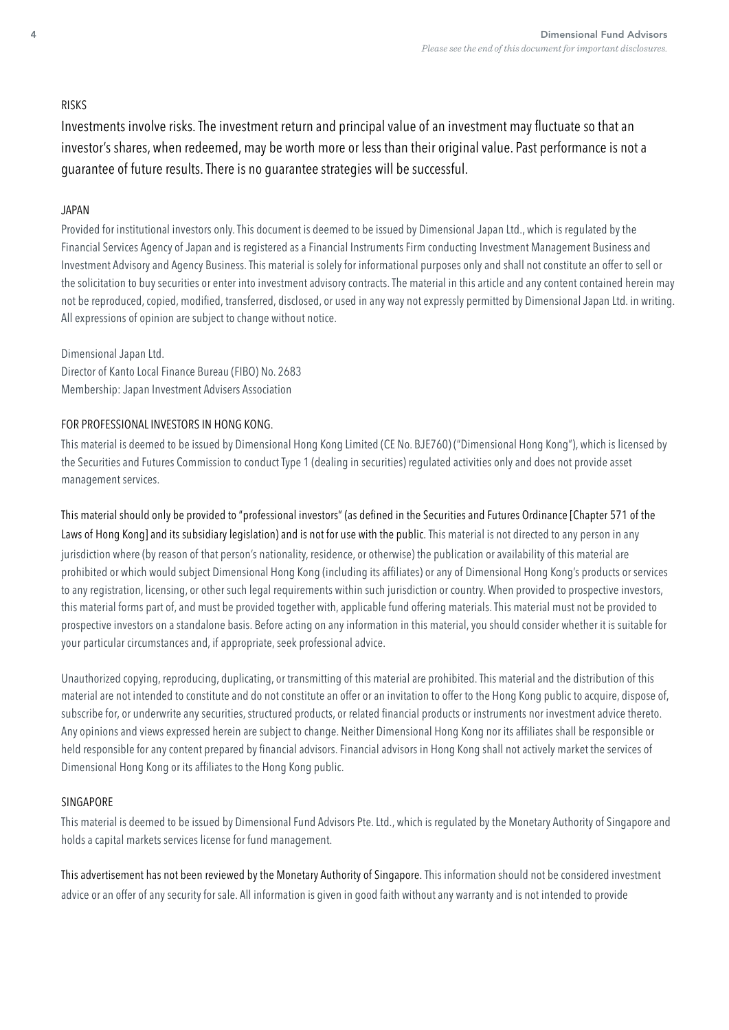## RISKS

Investments involve risks. The investment return and principal value of an investment may fluctuate so that an investor's shares, when redeemed, may be worth more or less than their original value. Past performance is not a guarantee of future results. There is no guarantee strategies will be successful.

## JAPAN

Provided for institutional investors only. This document is deemed to be issued by Dimensional Japan Ltd., which is regulated by the Financial Services Agency of Japan and is registered as a Financial Instruments Firm conducting Investment Management Business and Investment Advisory and Agency Business. This material is solely for informational purposes only and shall not constitute an offer to sell or the solicitation to buy securities or enter into investment advisory contracts. The material in this article and any content contained herein may not be reproduced, copied, modified, transferred, disclosed, or used in any way not expressly permitted by Dimensional Japan Ltd. in writing. All expressions of opinion are subject to change without notice.

Dimensional Japan Ltd.
Director of Kanto Local Finance Bureau (FIBO) No. 2683
Membership: Japan Investment Advisers Association

## FOR PROFESSIONAL INVESTORS IN HONG KONG.

This material is deemed to be issued by Dimensional Hong Kong Limited (CE No. BJE760) ("Dimensional Hong Kong"), which is licensed by the Securities and Futures Commission to conduct Type 1 (dealing in securities) regulated activities only and does not provide asset management services.

This material should only be provided to "professional investors" (as defined in the Securities and Futures Ordinance [Chapter 571 of the Laws of Hong Kong] and its subsidiary legislation) and is not for use with the public. This material is not directed to any person in any jurisdiction where (by reason of that person's nationality, residence, or otherwise) the publication or availability of this material are prohibited or which would subject Dimensional Hong Kong (including its affiliates) or any of Dimensional Hong Kong's products or services to any registration, licensing, or other such legal requirements within such jurisdiction or country. When provided to prospective investors, this material forms part of, and must be provided together with, applicable fund offering materials. This material must not be provided to prospective investors on a standalone basis. Before acting on any information in this material, you should consider whether it is suitable for your particular circumstances and, if appropriate, seek professional advice.

Unauthorized copying, reproducing, duplicating, or transmitting of this material are prohibited. This material and the distribution of this material are not intended to constitute and do not constitute an offer or an invitation to offer to the Hong Kong public to acquire, dispose of, subscribe for, or underwrite any securities, structured products, or related financial products or instruments nor investment advice thereto. Any opinions and views expressed herein are subject to change. Neither Dimensional Hong Kong nor its affiliates shall be responsible or held responsible for any content prepared by financial advisors. Financial advisors in Hong Kong shall not actively market the services of Dimensional Hong Kong or its affiliates to the Hong Kong public.

## SINGAPORE

This material is deemed to be issued by Dimensional Fund Advisors Pte. Ltd., which is regulated by the Monetary Authority of Singapore and holds a capital markets services license for fund management.

This advertisement has not been reviewed by the Monetary Authority of Singapore. This information should not be considered investment advice or an offer of any security for sale. All information is given in good faith without any warranty and is not intended to provide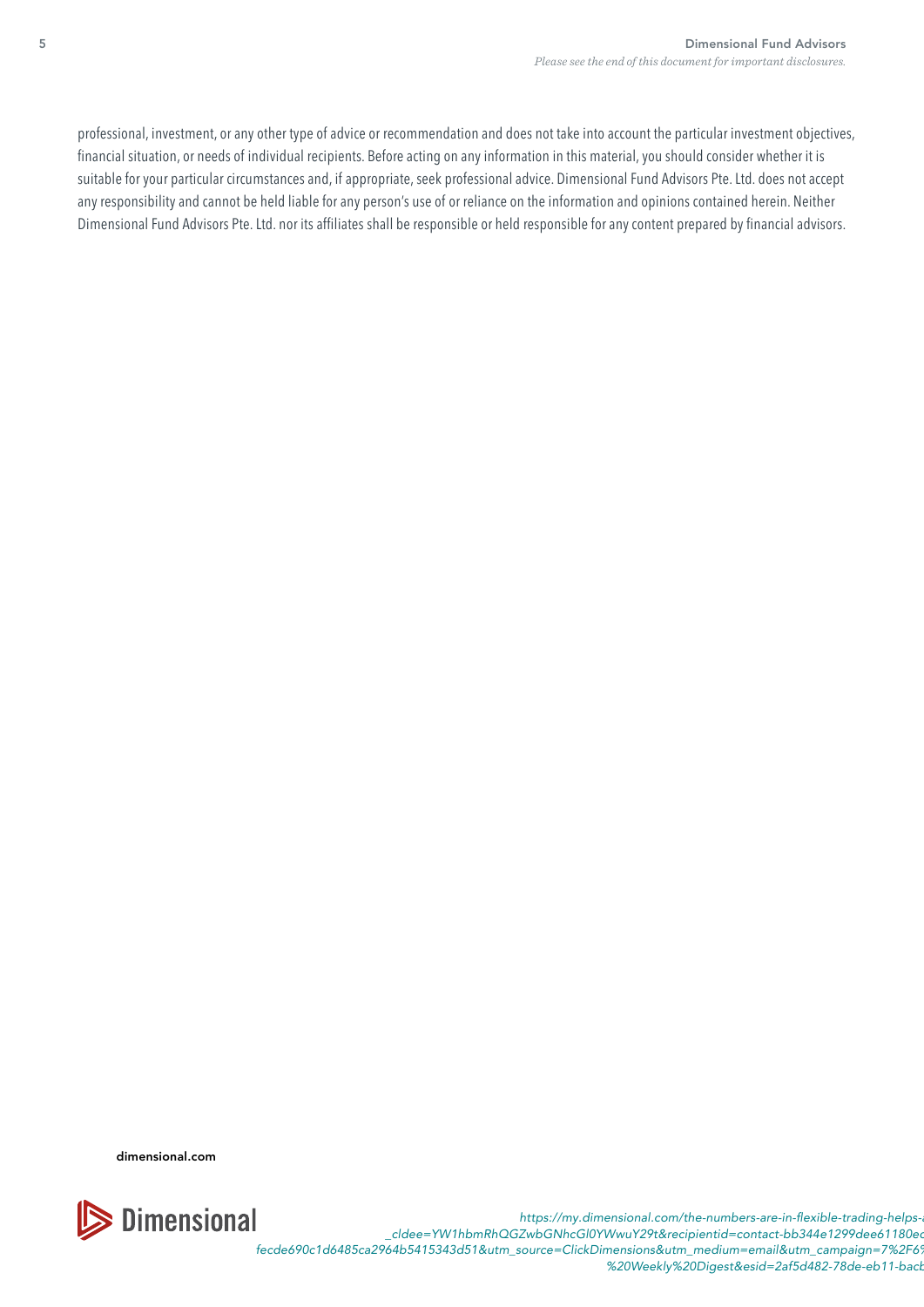professional, investment, or any other type of advice or recommendation and does not take into account the particular investment objectives, financial situation, or needs of individual recipients. Before acting on any information in this material, you should consider whether it is suitable for your particular circumstances and, if appropriate, seek professional advice. Dimensional Fund Advisors Pte. Ltd. does not accept any responsibility and cannot be held liable for any person's use of or reliance on the information and opinions contained herein. Neither Dimensional Fund Advisors Pte. Ltd. nor its affiliates shall be responsible or held responsible for any content prepared by financial advisors.

dimensional.com